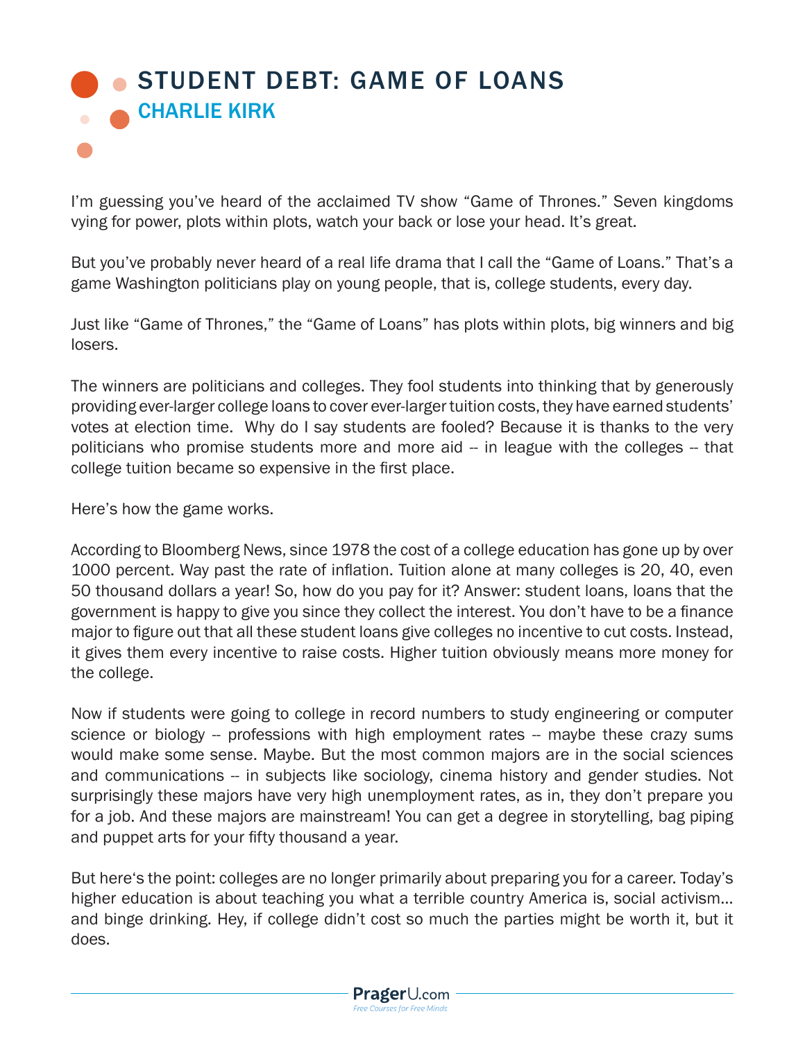# STUDENT DEBT: GAME OF LOANS

## CHARLIE KIRK

I'm guessing you've heard of the acclaimed TV show "Game of Thrones." Seven kingdoms vying for power, plots within plots, watch your back or lose your head. It's great.

But you've probably never heard of a real life drama that I call the "Game of Loans." That's a game Washington politicians play on young people, that is, college students, every day.

Just like "Game of Thrones," the "Game of Loans" has plots within plots, big winners and big losers.

The winners are politicians and colleges. They fool students into thinking that by generously providing ever-larger college loans to cover ever-larger tuition costs, they have earned students' votes at election time. Why do I say students are fooled? Because it is thanks to the very politicians who promise students more and more aid -- in league with the colleges -- that college tuition became so expensive in the first place.

Here's how the game works.

According to Bloomberg News, since 1978 the cost of a college education has gone up by over 1000 percent. Way past the rate of inflation. Tuition alone at many colleges is 20, 40, even 50 thousand dollars a year! So, how do you pay for it? Answer: student loans, loans that the government is happy to give you since they collect the interest. You don't have to be a finance major to figure out that all these student loans give colleges no incentive to cut costs. Instead, it gives them every incentive to raise costs. Higher tuition obviously means more money for the college.

Now if students were going to college in record numbers to study engineering or computer science or biology -- professions with high employment rates -- maybe these crazy sums would make some sense. Maybe. But the most common majors are in the social sciences and communications -- in subjects like sociology, cinema history and gender studies. Not surprisingly these majors have very high unemployment rates, as in, they don't prepare you for a job. And these majors are mainstream! You can get a degree in storytelling, bag piping and puppet arts for your fifty thousand a year.

But here's the point: colleges are no longer primarily about preparing you for a career. Today's higher education is about teaching you what a terrible country America is, social activism... and binge drinking. Hey, if college didn't cost so much the parties might be worth it, but it does.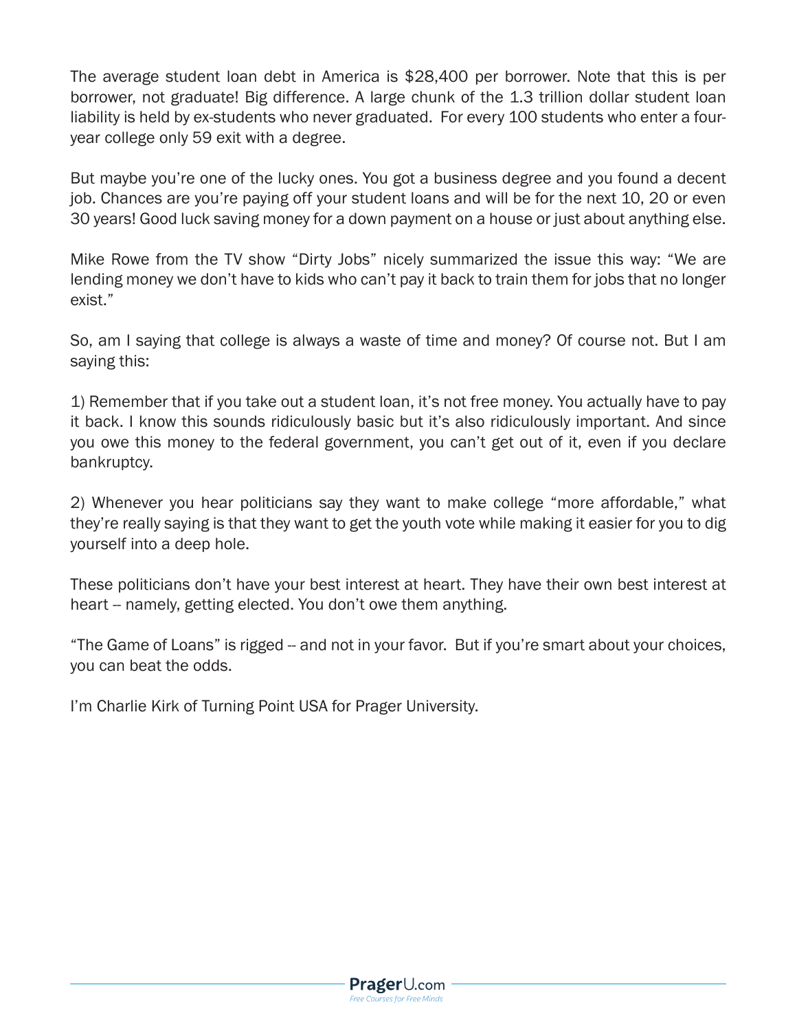The average student loan debt in America is $28,400 per borrower. Note that this is per borrower, not graduate! Big difference. A large chunk of the 1.3 trillion dollar student loan liability is held by ex-students who never graduated. For every 100 students who enter a four-year college only 59 exit with a degree.

But maybe you're one of the lucky ones. You got a business degree and you found a decent job. Chances are you're paying off your student loans and will be for the next 10, 20 or even 30 years! Good luck saving money for a down payment on a house or just about anything else.

Mike Rowe from the TV show "Dirty Jobs" nicely summarized the issue this way: "We are lending money we don't have to kids who can't pay it back to train them for jobs that no longer exist."

So, am I saying that college is always a waste of time and money? Of course not. But I am saying this:

1) Remember that if you take out a student loan, it's not free money. You actually have to pay it back. I know this sounds ridiculously basic but it's also ridiculously important. And since you owe this money to the federal government, you can't get out of it, even if you declare bankruptcy.

2) Whenever you hear politicians say they want to make college "more affordable," what they're really saying is that they want to get the youth vote while making it easier for you to dig yourself into a deep hole.

These politicians don't have your best interest at heart. They have their own best interest at heart -- namely, getting elected. You don't owe them anything.

"The Game of Loans" is rigged -- and not in your favor. But if you're smart about your choices, you can beat the odds.

I'm Charlie Kirk of Turning Point USA for Prager University.